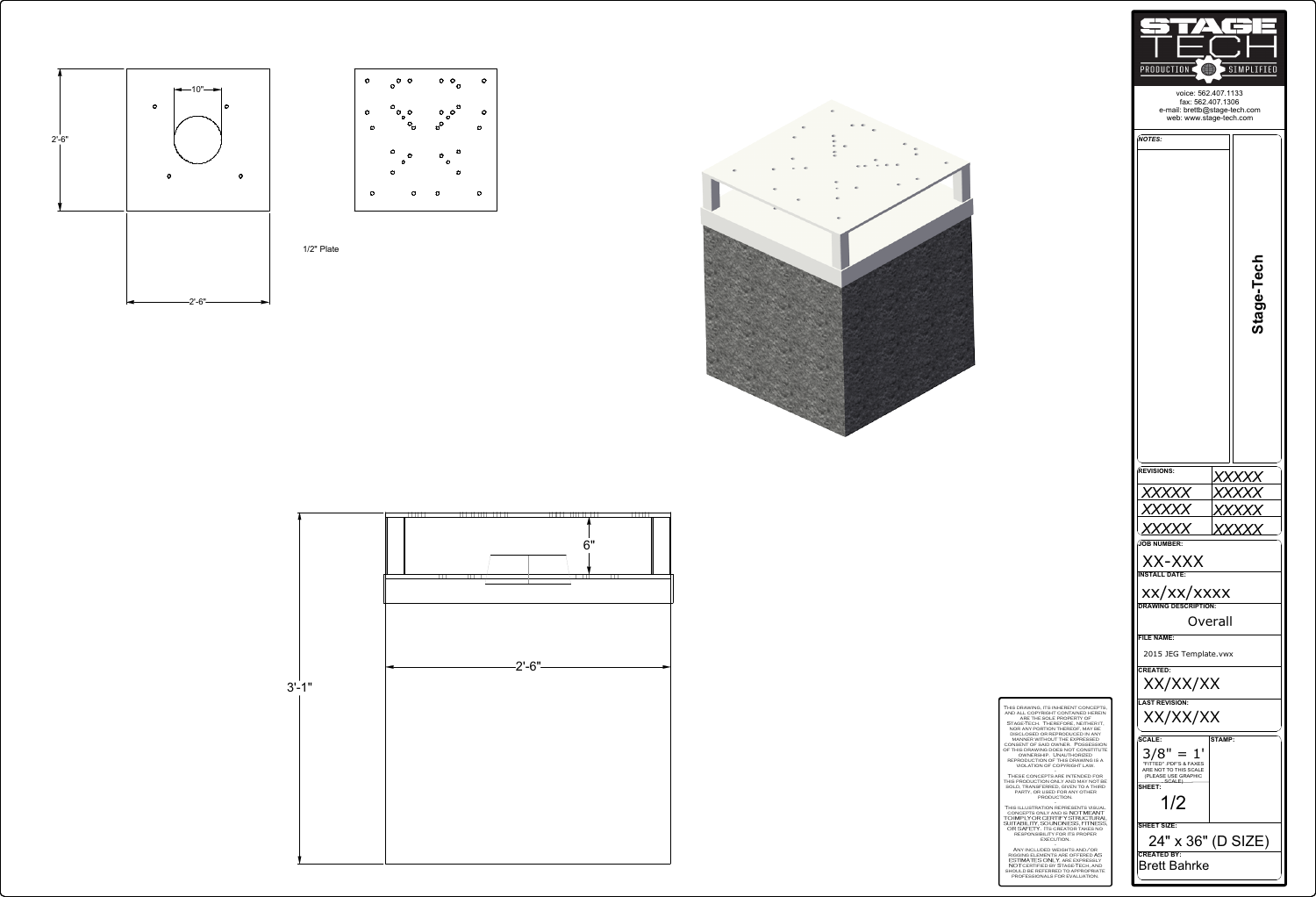10"

2'-6"

2'-6"

1/2" Plate

6"

3'-1"

2'-6"

STAGE TECH

PRODUCTION SIMPLIFIED

voice: 562.407.1133
fax: 562.407.1306
e-mail: brettb@stage-tech.com
web: www.stage-tech.com

**NOTES:**

**Stage-Tech**

| REVISIONS: | XXXXX |
|---|---|
| XXXXX | XXXXX |
| XXXXX | XXXXX |
| XXXXX | XXXXX |

**JOB NUMBER:**
XX-XXX

**INSTALL DATE:**
xx/xx/xxxx

**DRAWING DESCRIPTION:**
Overall

**FILE NAME:**
2015 JEG Template.vwx

**CREATED:**
XX/XX/XX

**LAST REVISION:**
XX/XX/XX

**SCALE:**
3/8" = 1'
"FITTED" .PDF'S & FAXES ARE NOT TO THIS SCALE (PLEASE USE GRAPHIC SCALE)

**STAMP:**

**SHEET:**
1/2

**SHEET SIZE:**
24" x 36" (D SIZE)

**CREATED BY:**
Brett Bahrke

This drawing, its inherent concepts, and all copyright contained herein are the sole property of Stage-Tech. Therefore, neither it, nor any portion thereof, may be disclosed or reproduced in any manner without the expressed consent of said owner. Possession of this drawing does not constitute ownership. Unauthorized reproduction of this drawing is a violation of copyright law.

These concepts are intended for this production only and may not be sold, transferred, given to a third party, or used for any other production.

This illustration represents visual concepts only and is NOT MEANT TO IMPLY OR CERTIFY STRUCTURAL SUITABILITY, SOUNDNESS, FITNESS, OR SAFETY. Its creator takes no responsibility for its proper execution.

Any included weights and/or rigging elements are offered AS ESTIMATES ONLY, are expressly NOT certified by Stage-Tech, and should be referred to appropriate professionals for evaluation.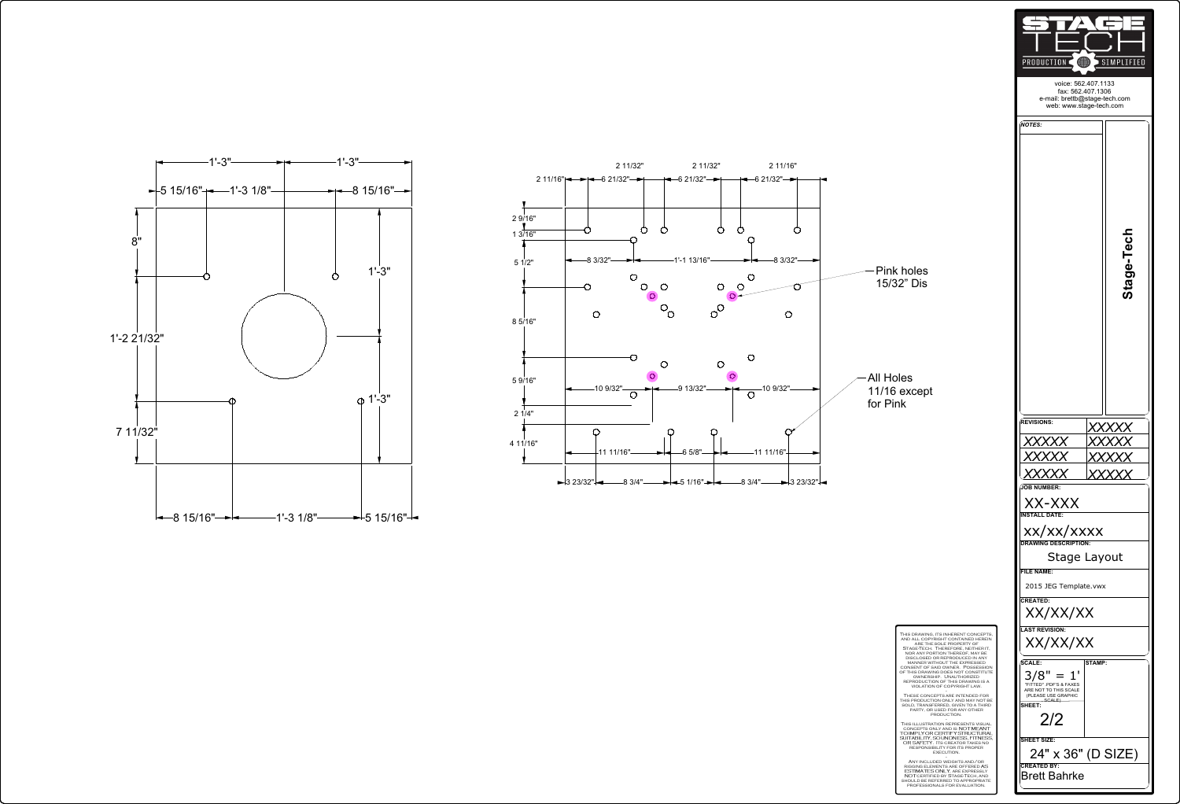1'-3"

1'-3"

5 15/16"

1'-3 1/8"

8 15/16"

8"

1'-3"

1'-2 21/32"

1'-3"

7 11/32"

8 15/16"

1'-3 1/8"

5 15/16"

2 11/32"

2 11/32"

2 11/16"

2 11/16"

6 21/32"

6 21/32"

6 21/32"

2 9/16"

1 3/16"

5 1/2"

8 3/32"

1'-1 13/16"

8 3/32"

8 5/16"

5 9/16"

10 9/32"

9 13/32"

10 9/32"

2 1/4"

4 11/16"

11 11/16"

6 5/8"

11 11/16"

3 23/32"

8 3/4"

5 1/16"

8 3/4"

3 23/32"

Pink holes 15/32" Dis

All Holes 11/16 except for Pink

STAGE TECH

PRODUCTION SIMPLIFIED

voice: 562.407.1133
fax: 562.407.1306
e-mail: brettb@stage-tech.com
web: www.stage-tech.com

**NOTES:**

**Stage-Tech**

**REVISIONS:**

| | |
|---|---|
| XXXXX | XXXXX |
| XXXXX | XXXXX |
| XXXXX | XXXXX |
| XXXXX | XXXXX |

**JOB NUMBER:** XX-XXX

**INSTALL DATE:** xx/xx/xxxx

**DRAWING DESCRIPTION:** Stage Layout

**FILE NAME:** 2015 JEG Template.vwx

**CREATED:** XX/XX/XX

**LAST REVISION:** XX/XX/XX

**SCALE:** 3/8" = 1'
"FITTED" PDF'S & FAXES ARE NOT TO THIS SCALE (PLEASE USE GRAPHIC SCALE)

**STAMP:**

**SHEET:** 2/2

**SHEET SIZE:** 24" x 36" (D SIZE)

**CREATED BY:** Brett Bahrke

This drawing, its inherent concepts, and all copyright contained herein are the sole property of Stage-Tech. Therefore, neither it, nor any portion thereof, may be disclosed or reproduced in any manner without the expressed consent of said owner. Possession of this drawing does not constitute ownership. Unauthorized reproduction of this drawing is a violation of copyright law.

These concepts are intended for this production only and may not be sold, transferred, given to a third party, or used for any other production.

This illustration represents visual concepts only and is NOT MEANT TO IMPLY OR CERTIFY STRUCTURAL SUITABILITY, SOUNDNESS, FITNESS, OR SAFETY. Its creator takes no responsibility for its proper execution.

Any included weights and/or rigging elements are offered AS ESTIMATES ONLY, are expressly NOT certified by Stage-Tech, and should be referred to appropriate professionals for evaluation.